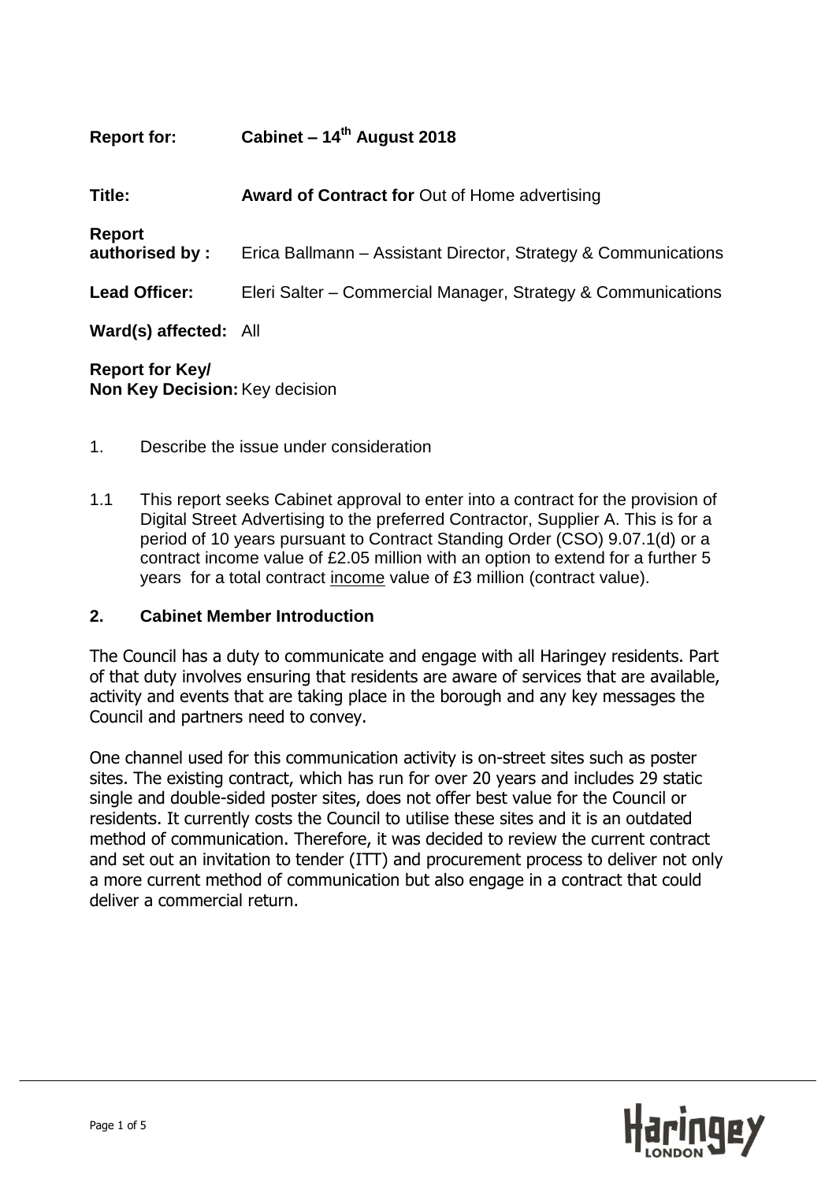**Report for:** **Cabinet – 14th August 2018**

**Title:** **Award of Contract for** Out of Home advertising

**Report authorised by :** Erica Ballmann – Assistant Director, Strategy & Communications

**Lead Officer:** Eleri Salter – Commercial Manager, Strategy & Communications

**Ward(s) affected:** All

**Report for Key/ Non Key Decision:** Key decision

1. Describe the issue under consideration

1.1 This report seeks Cabinet approval to enter into a contract for the provision of Digital Street Advertising to the preferred Contractor, Supplier A. This is for a period of 10 years pursuant to Contract Standing Order (CSO) 9.07.1(d) or a contract income value of £2.05 million with an option to extend for a further 5 years for a total contract income value of £3 million (contract value).

## 2. Cabinet Member Introduction

The Council has a duty to communicate and engage with all Haringey residents. Part of that duty involves ensuring that residents are aware of services that are available, activity and events that are taking place in the borough and any key messages the Council and partners need to convey.

One channel used for this communication activity is on-street sites such as poster sites. The existing contract, which has run for over 20 years and includes 29 static single and double-sided poster sites, does not offer best value for the Council or residents. It currently costs the Council to utilise these sites and it is an outdated method of communication. Therefore, it was decided to review the current contract and set out an invitation to tender (ITT) and procurement process to deliver not only a more current method of communication but also engage in a contract that could deliver a commercial return.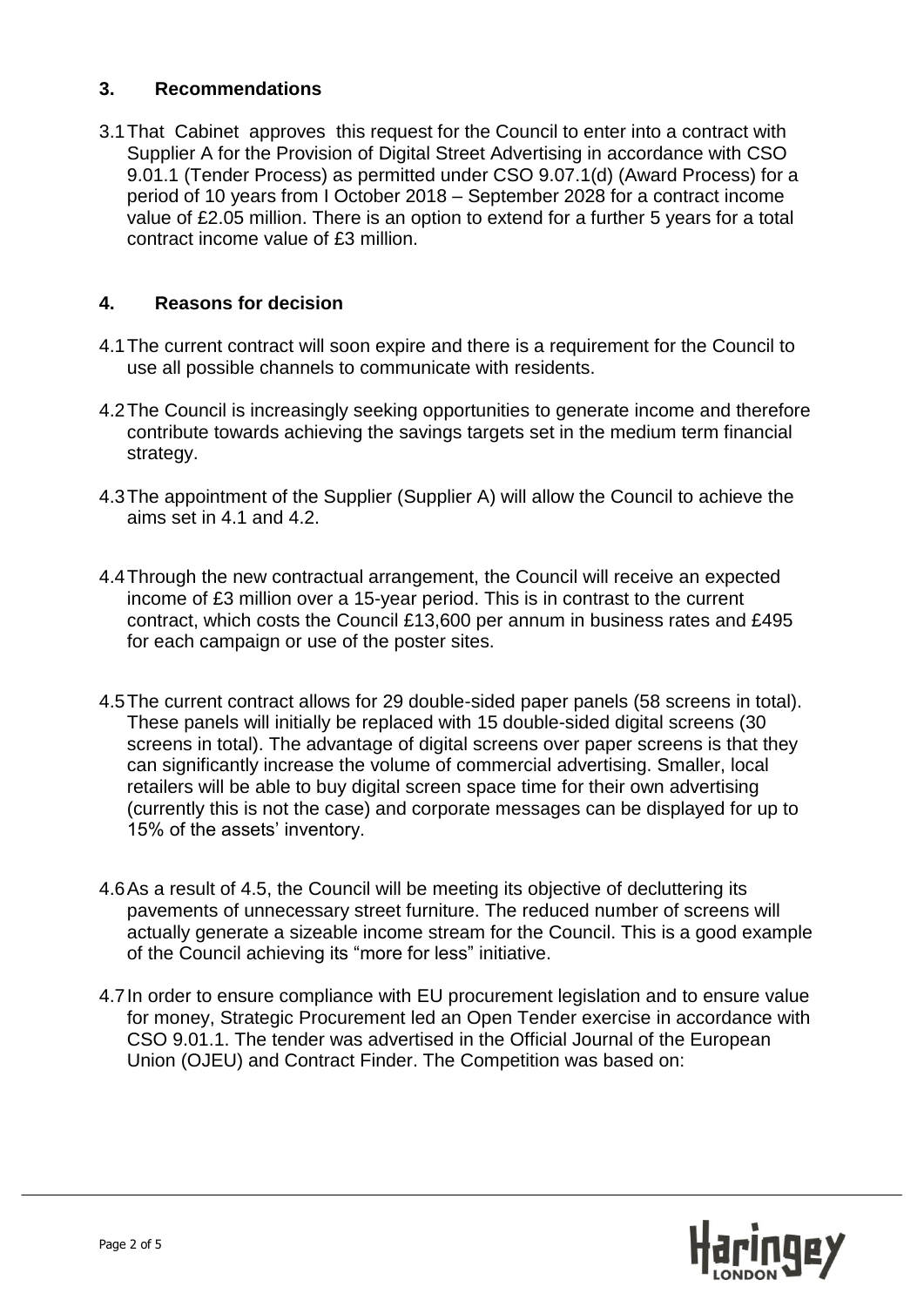## 3. Recommendations

3.1 That Cabinet approves this request for the Council to enter into a contract with Supplier A for the Provision of Digital Street Advertising in accordance with CSO 9.01.1 (Tender Process) as permitted under CSO 9.07.1(d) (Award Process) for a period of 10 years from I October 2018 – September 2028 for a contract income value of £2.05 million. There is an option to extend for a further 5 years for a total contract income value of £3 million.

## 4. Reasons for decision

4.1 The current contract will soon expire and there is a requirement for the Council to use all possible channels to communicate with residents.

4.2 The Council is increasingly seeking opportunities to generate income and therefore contribute towards achieving the savings targets set in the medium term financial strategy.

4.3 The appointment of the Supplier (Supplier A) will allow the Council to achieve the aims set in 4.1 and 4.2.

4.4 Through the new contractual arrangement, the Council will receive an expected income of £3 million over a 15-year period. This is in contrast to the current contract, which costs the Council £13,600 per annum in business rates and £495 for each campaign or use of the poster sites.

4.5 The current contract allows for 29 double-sided paper panels (58 screens in total). These panels will initially be replaced with 15 double-sided digital screens (30 screens in total). The advantage of digital screens over paper screens is that they can significantly increase the volume of commercial advertising. Smaller, local retailers will be able to buy digital screen space time for their own advertising (currently this is not the case) and corporate messages can be displayed for up to 15% of the assets' inventory.

4.6 As a result of 4.5, the Council will be meeting its objective of decluttering its pavements of unnecessary street furniture. The reduced number of screens will actually generate a sizeable income stream for the Council. This is a good example of the Council achieving its "more for less" initiative.

4.7 In order to ensure compliance with EU procurement legislation and to ensure value for money, Strategic Procurement led an Open Tender exercise in accordance with CSO 9.01.1. The tender was advertised in the Official Journal of the European Union (OJEU) and Contract Finder. The Competition was based on: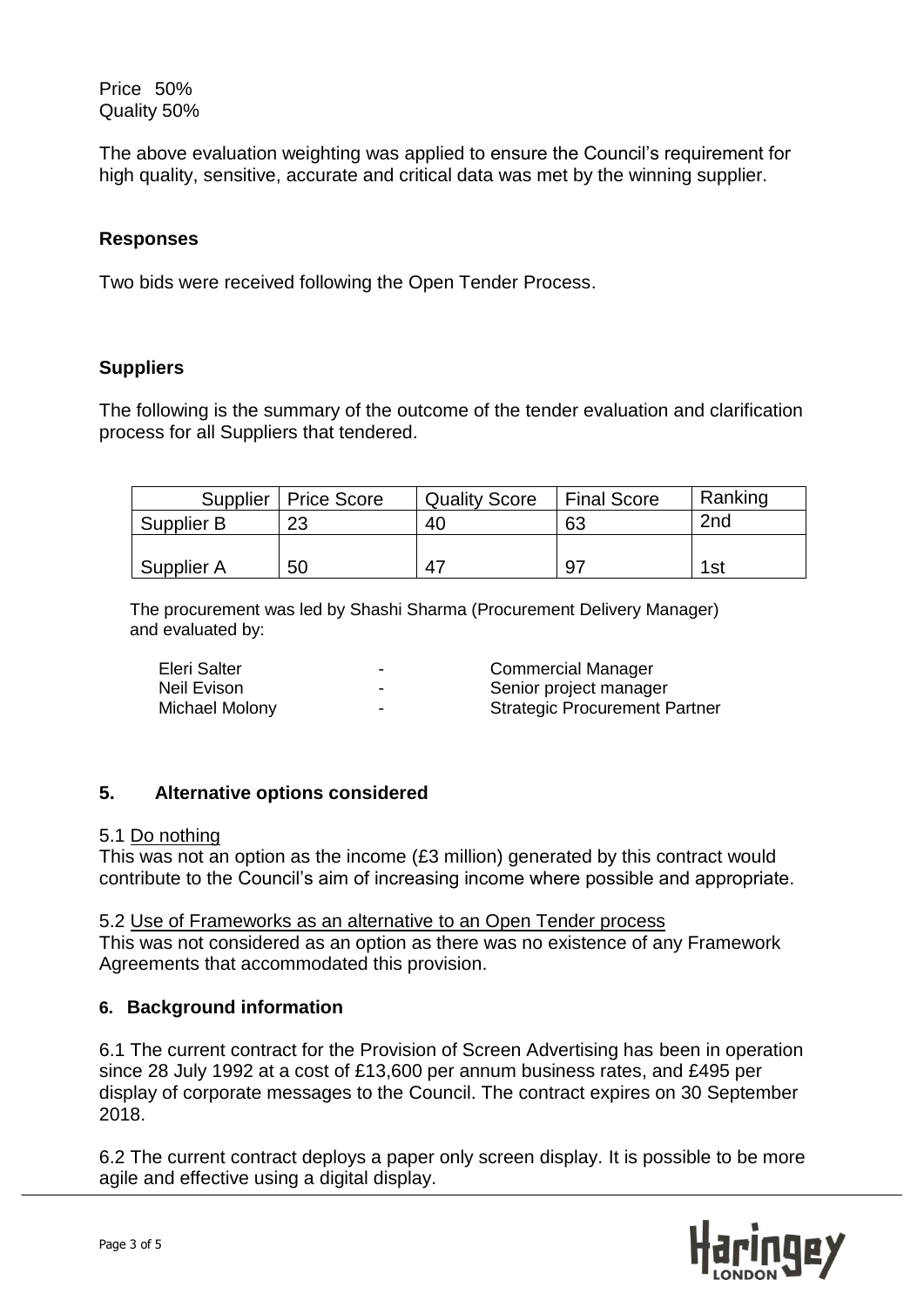Price 50%
Quality 50%

The above evaluation weighting was applied to ensure the Council's requirement for high quality, sensitive, accurate and critical data was met by the winning supplier.

**Responses**

Two bids were received following the Open Tender Process.

**Suppliers**

The following is the summary of the outcome of the tender evaluation and clarification process for all Suppliers that tendered.

| Supplier | Price Score | Quality Score | Final Score | Ranking |
|---|---|---|---|---|
| Supplier B | 23 | 40 | 63 | 2nd |
| Supplier A | 50 | 47 | 97 | 1st |

The procurement was led by Shashi Sharma (Procurement Delivery Manager) and evaluated by:

| | | |
|---|---|---|
| Eleri Salter | - | Commercial Manager |
| Neil Evison | - | Senior project manager |
| Michael Molony | - | Strategic Procurement Partner |

## 5. Alternative options considered

5.1 Do nothing

This was not an option as the income (£3 million) generated by this contract would contribute to the Council's aim of increasing income where possible and appropriate.

5.2 Use of Frameworks as an alternative to an Open Tender process

This was not considered as an option as there was no existence of any Framework Agreements that accommodated this provision.

## 6. Background information

6.1 The current contract for the Provision of Screen Advertising has been in operation since 28 July 1992 at a cost of £13,600 per annum business rates, and £495 per display of corporate messages to the Council. The contract expires on 30 September 2018.

6.2 The current contract deploys a paper only screen display. It is possible to be more agile and effective using a digital display.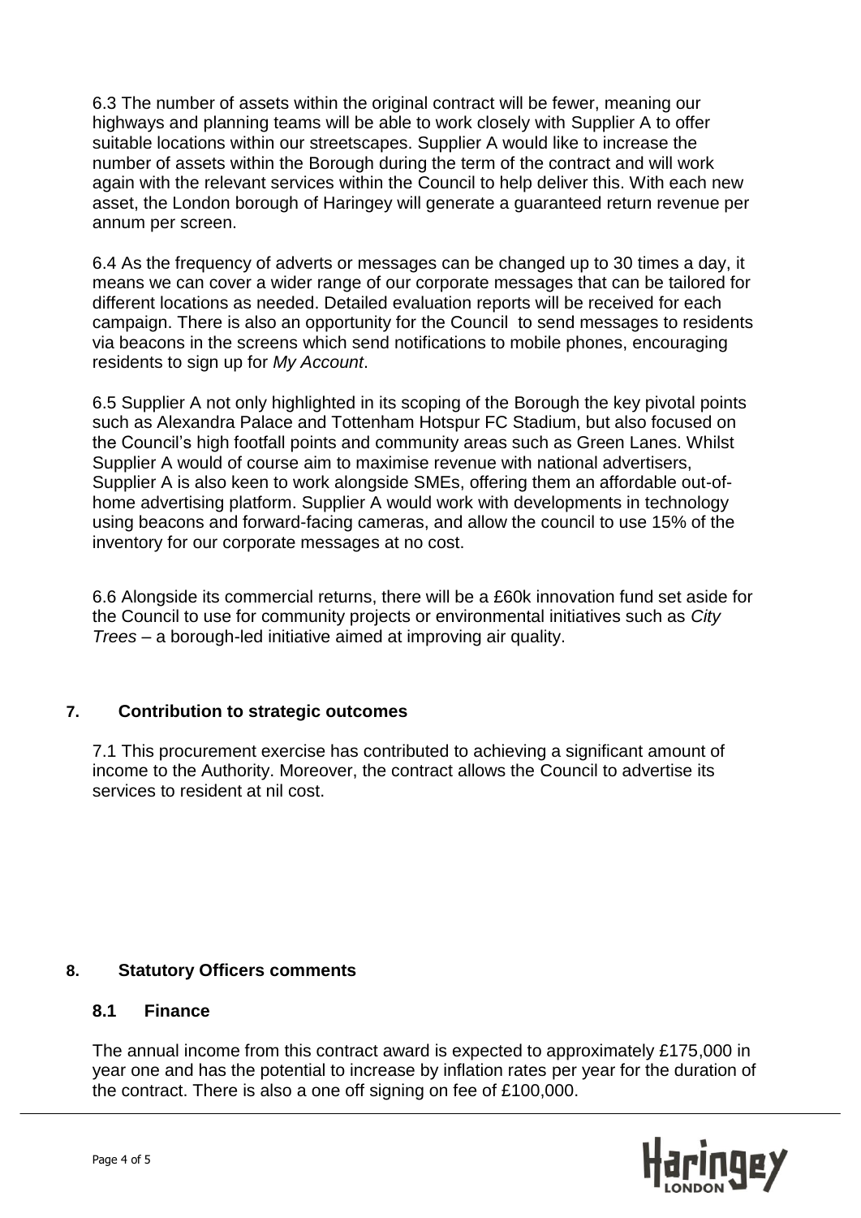6.3 The number of assets within the original contract will be fewer, meaning our highways and planning teams will be able to work closely with Supplier A to offer suitable locations within our streetscapes. Supplier A would like to increase the number of assets within the Borough during the term of the contract and will work again with the relevant services within the Council to help deliver this. With each new asset, the London borough of Haringey will generate a guaranteed return revenue per annum per screen.

6.4 As the frequency of adverts or messages can be changed up to 30 times a day, it means we can cover a wider range of our corporate messages that can be tailored for different locations as needed. Detailed evaluation reports will be received for each campaign. There is also an opportunity for the Council to send messages to residents via beacons in the screens which send notifications to mobile phones, encouraging residents to sign up for *My Account*.

6.5 Supplier A not only highlighted in its scoping of the Borough the key pivotal points such as Alexandra Palace and Tottenham Hotspur FC Stadium, but also focused on the Council's high footfall points and community areas such as Green Lanes. Whilst Supplier A would of course aim to maximise revenue with national advertisers, Supplier A is also keen to work alongside SMEs, offering them an affordable out-of-home advertising platform. Supplier A would work with developments in technology using beacons and forward-facing cameras, and allow the council to use 15% of the inventory for our corporate messages at no cost.

6.6 Alongside its commercial returns, there will be a £60k innovation fund set aside for the Council to use for community projects or environmental initiatives such as *City Trees* – a borough-led initiative aimed at improving air quality.

## 7. Contribution to strategic outcomes

7.1 This procurement exercise has contributed to achieving a significant amount of income to the Authority. Moreover, the contract allows the Council to advertise its services to resident at nil cost.

## 8. Statutory Officers comments

### 8.1 Finance

The annual income from this contract award is expected to approximately £175,000 in year one and has the potential to increase by inflation rates per year for the duration of the contract. There is also a one off signing on fee of £100,000.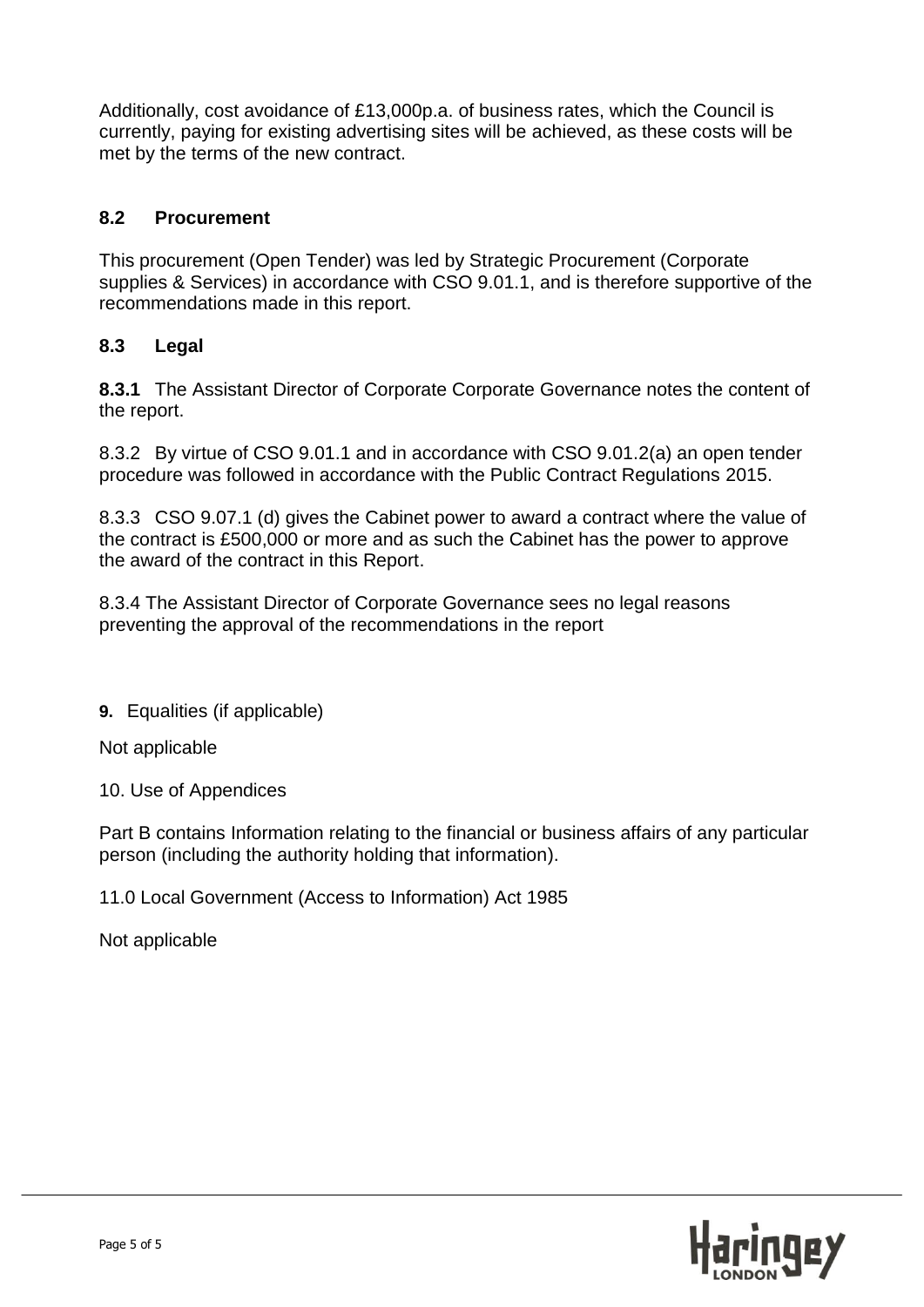Additionally, cost avoidance of £13,000p.a. of business rates, which the Council is currently, paying for existing advertising sites will be achieved, as these costs will be met by the terms of the new contract.

### 8.2 Procurement

This procurement (Open Tender) was led by Strategic Procurement (Corporate supplies & Services) in accordance with CSO 9.01.1, and is therefore supportive of the recommendations made in this report.

### 8.3 Legal

**8.3.1** The Assistant Director of Corporate Corporate Governance notes the content of the report.

8.3.2 By virtue of CSO 9.01.1 and in accordance with CSO 9.01.2(a) an open tender procedure was followed in accordance with the Public Contract Regulations 2015.

8.3.3 CSO 9.07.1 (d) gives the Cabinet power to award a contract where the value of the contract is £500,000 or more and as such the Cabinet has the power to approve the award of the contract in this Report.

8.3.4 The Assistant Director of Corporate Governance sees no legal reasons preventing the approval of the recommendations in the report

**9.** Equalities (if applicable)

Not applicable

10. Use of Appendices

Part B contains Information relating to the financial or business affairs of any particular person (including the authority holding that information).

11.0 Local Government (Access to Information) Act 1985

Not applicable